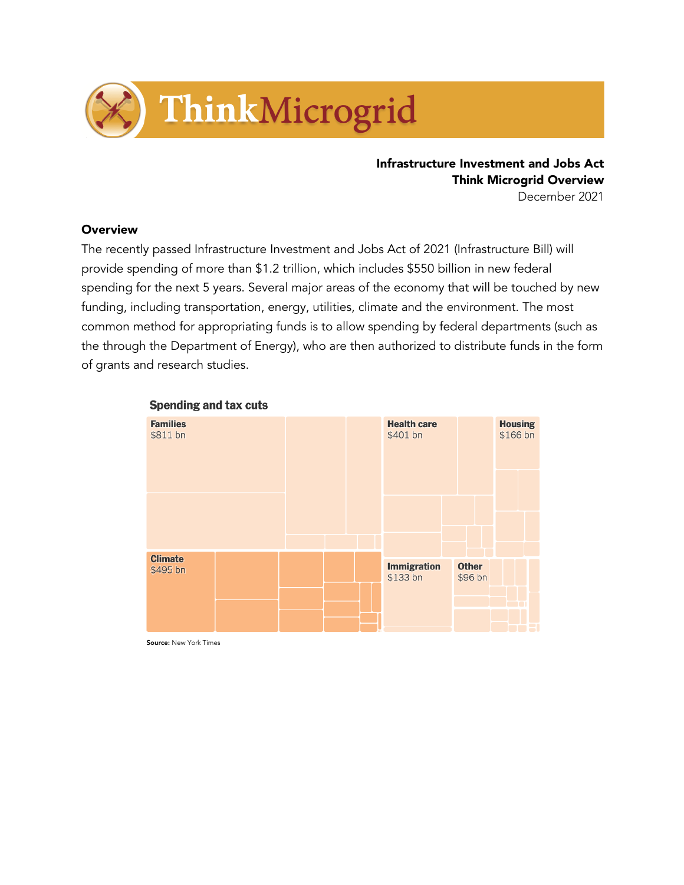**Infrastructure Investment and Jobs Act**
**Think Microgrid Overview**
December 2021

## Overview

The recently passed Infrastructure Investment and Jobs Act of 2021 (Infrastructure Bill) will provide spending of more than $1.2 trillion, which includes $550 billion in new federal spending for the next 5 years. Several major areas of the economy that will be touched by new funding, including transportation, energy, utilities, climate and the environment. The most common method for appropriating funds is to allow spending by federal departments (such as the through the Department of Energy), who are then authorized to distribute funds in the form of grants and research studies.

**Spending and tax cuts**

Families $811 bn
Health care $401 bn
Housing $166 bn
Climate $495 bn
Immigration $133 bn
Other $96 bn

**Source:** New York Times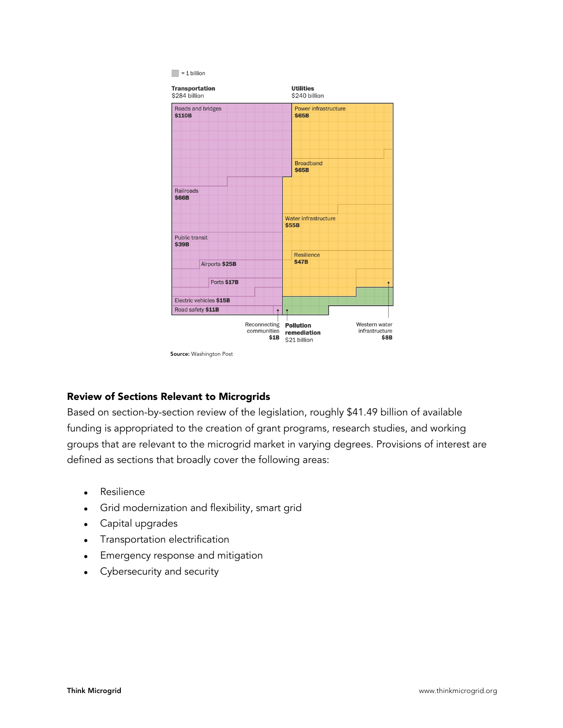= 1 billion

**Transportation**
$284 billion

- Roads and bridges **$110B**
- Railroads **$66B**
- Public transit **$39B**
- Airports **$25B**
- Ports **$17B**
- Electric vehicles **$15B**
- Road safety **$11B**
- Reconnecting communities **$1B**

**Utilities**
$240 billion

- Power infrastructure **$65B**
- Broadband **$65B**
- Water infrastructure **$55B**
- Resilience **$47B**
- Western water infrastructure **$8B**

**Pollution remediation**
$21 billion

**Source:** Washington Post

## Review of Sections Relevant to Microgrids

Based on section-by-section review of the legislation, roughly $41.49 billion of available funding is appropriated to the creation of grant programs, research studies, and working groups that are relevant to the microgrid market in varying degrees. Provisions of interest are defined as sections that broadly cover the following areas:

- Resilience
- Grid modernization and flexibility, smart grid
- Capital upgrades
- Transportation electrification
- Emergency response and mitigation
- Cybersecurity and security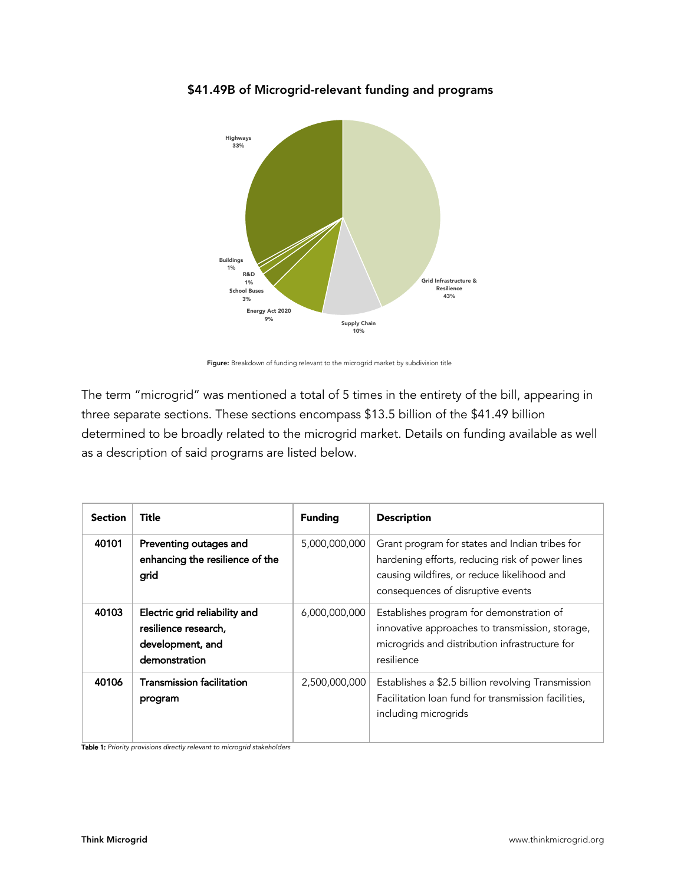## $41.49B of Microgrid-relevant funding and programs

Highways 33%

Buildings 1%

R&D 1%

School Buses 3%

Energy Act 2020 9%

Supply Chain 10%

Grid Infrastructure & Resilience 43%

**Figure:** Breakdown of funding relevant to the microgrid market by subdivision title

The term "microgrid" was mentioned a total of 5 times in the entirety of the bill, appearing in three separate sections. These sections encompass $13.5 billion of the $41.49 billion determined to be broadly related to the microgrid market. Details on funding available as well as a description of said programs are listed below.

| Section | Title | Funding | Description |
| --- | --- | --- | --- |
| 40101 | **Preventing outages and enhancing the resilience of the grid** | 5,000,000,000 | Grant program for states and Indian tribes for hardening efforts, reducing risk of power lines causing wildfires, or reduce likelihood and consequences of disruptive events |
| 40103 | **Electric grid reliability and resilience research, development, and demonstration** | 6,000,000,000 | Establishes program for demonstration of innovative approaches to transmission, storage, microgrids and distribution infrastructure for resilience |
| 40106 | **Transmission facilitation program** | 2,500,000,000 | Establishes a $2.5 billion revolving Transmission Facilitation loan fund for transmission facilities, including microgrids |

**Table 1:** *Priority provisions directly relevant to microgrid stakeholders*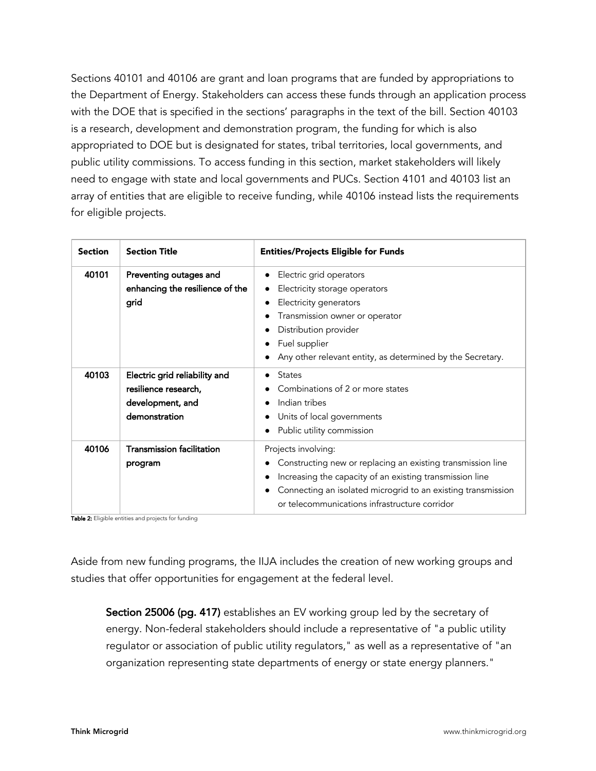Sections 40101 and 40106 are grant and loan programs that are funded by appropriations to the Department of Energy. Stakeholders can access these funds through an application process with the DOE that is specified in the sections' paragraphs in the text of the bill. Section 40103 is a research, development and demonstration program, the funding for which is also appropriated to DOE but is designated for states, tribal territories, local governments, and public utility commissions. To access funding in this section, market stakeholders will likely need to engage with state and local governments and PUCs. Section 4101 and 40103 list an array of entities that are eligible to receive funding, while 40106 instead lists the requirements for eligible projects.

| Section | Section Title | Entities/Projects Eligible for Funds |
|---|---|---|
| 40101 | Preventing outages and enhancing the resilience of the grid | • Electric grid operators<br>• Electricity storage operators<br>• Electricity generators<br>• Transmission owner or operator<br>• Distribution provider<br>• Fuel supplier<br>• Any other relevant entity, as determined by the Secretary. |
| 40103 | Electric grid reliability and resilience research, development, and demonstration | • States<br>• Combinations of 2 or more states<br>• Indian tribes<br>• Units of local governments<br>• Public utility commission |
| 40106 | Transmission facilitation program | Projects involving:<br>• Constructing new or replacing an existing transmission line<br>• Increasing the capacity of an existing transmission line<br>• Connecting an isolated microgrid to an existing transmission or telecommunications infrastructure corridor |

**Table 2:** Eligible entities and projects for funding

Aside from new funding programs, the IIJA includes the creation of new working groups and studies that offer opportunities for engagement at the federal level.

> **Section 25006 (pg. 417)** establishes an EV working group led by the secretary of energy. Non-federal stakeholders should include a representative of "a public utility regulator or association of public utility regulators," as well as a representative of "an organization representing state departments of energy or state energy planners."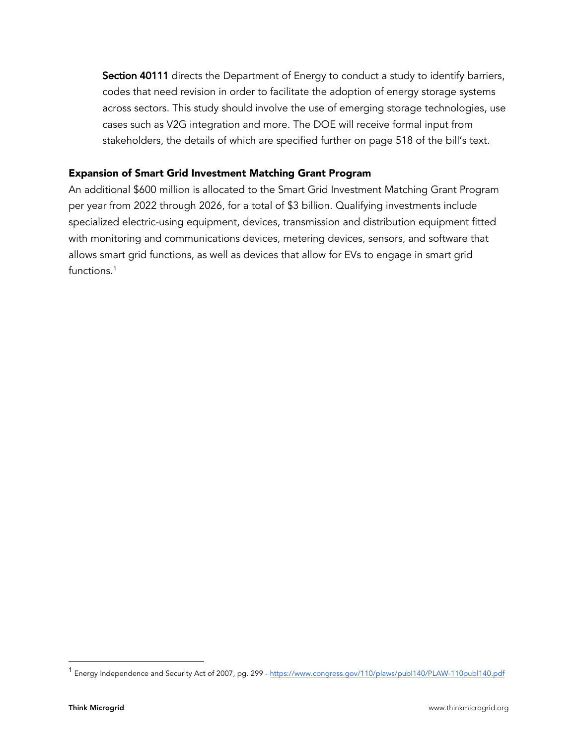**Section 40111** directs the Department of Energy to conduct a study to identify barriers, codes that need revision in order to facilitate the adoption of energy storage systems across sectors. This study should involve the use of emerging storage technologies, use cases such as V2G integration and more. The DOE will receive formal input from stakeholders, the details of which are specified further on page 518 of the bill's text.

### Expansion of Smart Grid Investment Matching Grant Program

An additional $600 million is allocated to the Smart Grid Investment Matching Grant Program per year from 2022 through 2026, for a total of $3 billion. Qualifying investments include specialized electric-using equipment, devices, transmission and distribution equipment fitted with monitoring and communications devices, metering devices, sensors, and software that allows smart grid functions, as well as devices that allow for EVs to engage in smart grid functions.[1]

---

[1] Energy Independence and Security Act of 2007, pg. 299 - https://www.congress.gov/110/plaws/publ140/PLAW-110publ140.pdf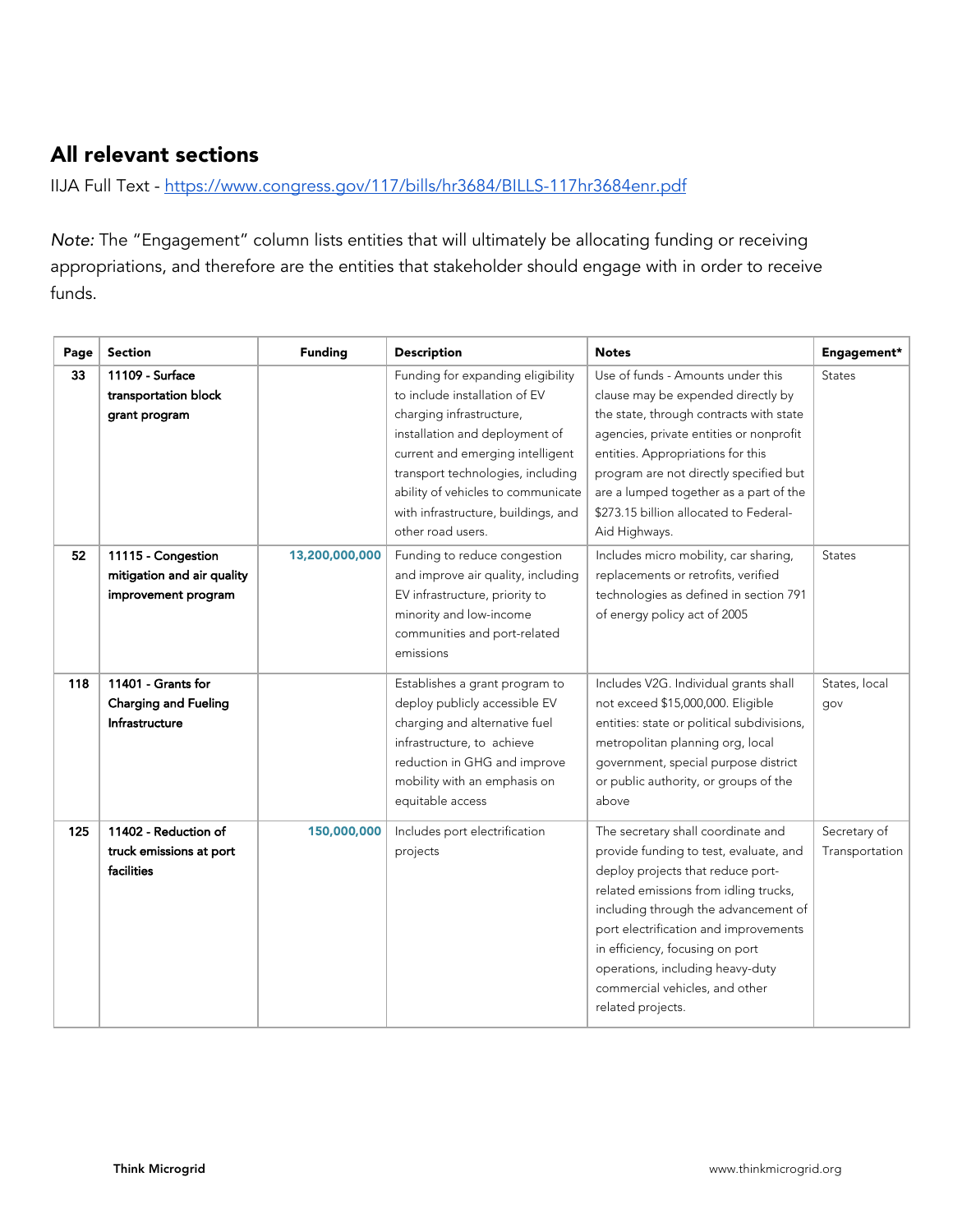## All relevant sections

IIJA Full Text - [https://www.congress.gov/117/bills/hr3684/BILLS-117hr3684enr.pdf](https://www.congress.gov/117/bills/hr3684/BILLS-117hr3684enr.pdf)

*Note:* The "Engagement" column lists entities that will ultimately be allocating funding or receiving appropriations, and therefore are the entities that stakeholder should engage with in order to receive funds.

| Page | Section | Funding | Description | Notes | Engagement* |
|---|---|---|---|---|---|
| 33 | **11109 - Surface transportation block grant program** | | Funding for expanding eligibility to include installation of EV charging infrastructure, installation and deployment of current and emerging intelligent transport technologies, including ability of vehicles to communicate with infrastructure, buildings, and other road users. | Use of funds - Amounts under this clause may be expended directly by the state, through contracts with state agencies, private entities or nonprofit entities. Appropriations for this program are not directly specified but are a lumped together as a part of the $273.15 billion allocated to Federal-Aid Highways. | States |
| 52 | **11115 - Congestion mitigation and air quality improvement program** | 13,200,000,000 | Funding to reduce congestion and improve air quality, including EV infrastructure, priority to minority and low-income communities and port-related emissions | Includes micro mobility, car sharing, replacements or retrofits, verified technologies as defined in section 791 of energy policy act of 2005 | States |
| 118 | **11401 - Grants for Charging and Fueling Infrastructure** | | Establishes a grant program to deploy publicly accessible EV charging and alternative fuel infrastructure, to achieve reduction in GHG and improve mobility with an emphasis on equitable access | Includes V2G. Individual grants shall not exceed $15,000,000. Eligible entities: state or political subdivisions, metropolitan planning org, local government, special purpose district or public authority, or groups of the above | States, local gov |
| 125 | **11402 - Reduction of truck emissions at port facilities** | 150,000,000 | Includes port electrification projects | The secretary shall coordinate and provide funding to test, evaluate, and deploy projects that reduce port-related emissions from idling trucks, including through the advancement of port electrification and improvements in efficiency, focusing on port operations, including heavy-duty commercial vehicles, and other related projects. | Secretary of Transportation |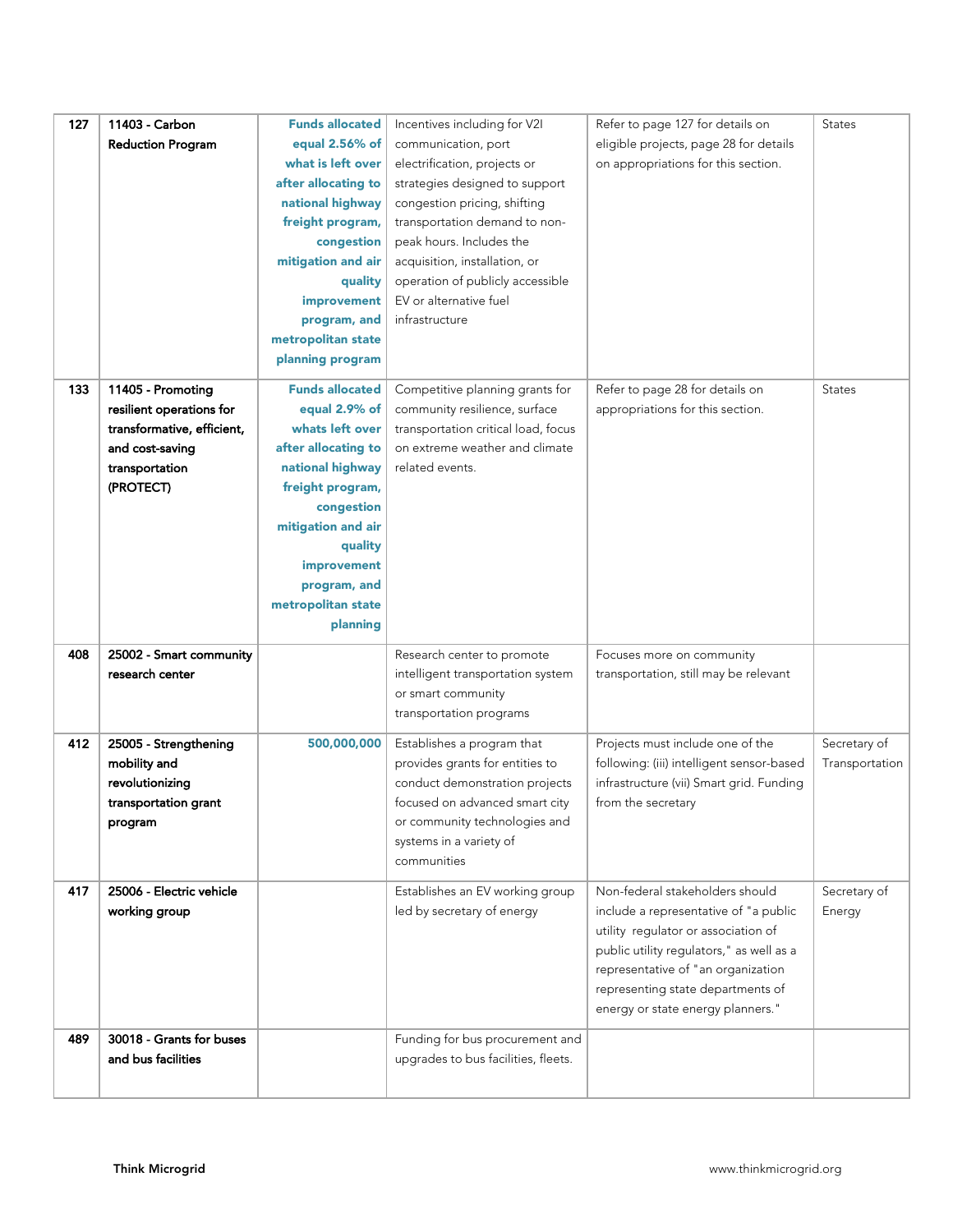| 127 | 11403 - Carbon Reduction Program | Funds allocated equal 2.56% of what is left over after allocating to national highway freight program, congestion mitigation and air quality improvement program, and metropolitan state planning program | Incentives including for V2I communication, port electrification, projects or strategies designed to support congestion pricing, shifting transportation demand to non-peak hours. Includes the acquisition, installation, or operation of publicly accessible EV or alternative fuel infrastructure | Refer to page 127 for details on eligible projects, page 28 for details on appropriations for this section. | States |
|---|---|---|---|---|---|
| 133 | 11405 - Promoting resilient operations for transformative, efficient, and cost-saving transportation (PROTECT) | Funds allocated equal 2.9% of whats left over after allocating to national highway freight program, congestion mitigation and air quality improvement program, and metropolitan state planning | Competitive planning grants for community resilience, surface transportation critical load, focus on extreme weather and climate related events. | Refer to page 28 for details on appropriations for this section. | States |
| 408 | 25002 - Smart community research center | | Research center to promote intelligent transportation system or smart community transportation programs | Focuses more on community transportation, still may be relevant | |
| 412 | 25005 - Strengthening mobility and revolutionizing transportation grant program | 500,000,000 | Establishes a program that provides grants for entities to conduct demonstration projects focused on advanced smart city or community technologies and systems in a variety of communities | Projects must include one of the following: (iii) intelligent sensor-based infrastructure (vii) Smart grid. Funding from the secretary | Secretary of Transportation |
| 417 | 25006 - Electric vehicle working group | | Establishes an EV working group led by secretary of energy | Non-federal stakeholders should include a representative of "a public utility regulator or association of public utility regulators," as well as a representative of "an organization representing state departments of energy or state energy planners." | Secretary of Energy |
| 489 | 30018 - Grants for buses and bus facilities | | Funding for bus procurement and upgrades to bus facilities, fleets. | | |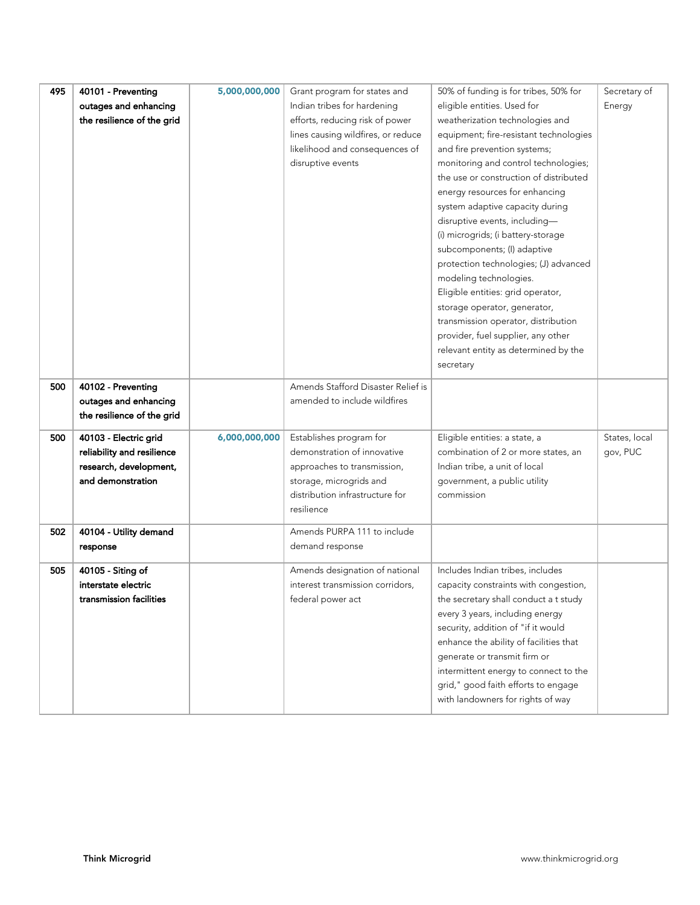| | | | | | |
|---|---|---|---|---|---|
| **495** | **40101 - Preventing outages and enhancing the resilience of the grid** | **5,000,000,000** | Grant program for states and Indian tribes for hardening efforts, reducing risk of power lines causing wildfires, or reduce likelihood and consequences of disruptive events | 50% of funding is for tribes, 50% for eligible entities. Used for weatherization technologies and equipment; fire-resistant technologies and fire prevention systems; monitoring and control technologies; the use or construction of distributed energy resources for enhancing system adaptive capacity during disruptive events, including— (i) microgrids; (i battery-storage subcomponents; (I) adaptive protection technologies; (J) advanced modeling technologies. Eligible entities: grid operator, storage operator, generator, transmission operator, distribution provider, fuel supplier, any other relevant entity as determined by the secretary | Secretary of Energy |
| **500** | **40102 - Preventing outages and enhancing the resilience of the grid** | | Amends Stafford Disaster Relief is amended to include wildfires | | |
| **500** | **40103 - Electric grid reliability and resilience research, development, and demonstration** | **6,000,000,000** | Establishes program for demonstration of innovative approaches to transmission, storage, microgrids and distribution infrastructure for resilience | Eligible entities: a state, a combination of 2 or more states, an Indian tribe, a unit of local government, a public utility commission | States, local gov, PUC |
| **502** | **40104 - Utility demand response** | | Amends PURPA 111 to include demand response | | |
| **505** | **40105 - Siting of interstate electric transmission facilities** | | Amends designation of national interest transmission corridors, federal power act | Includes Indian tribes, includes capacity constraints with congestion, the secretary shall conduct a t study every 3 years, including energy security, addition of "if it would enhance the ability of facilities that generate or transmit firm or intermittent energy to connect to the grid," good faith efforts to engage with landowners for rights of way | |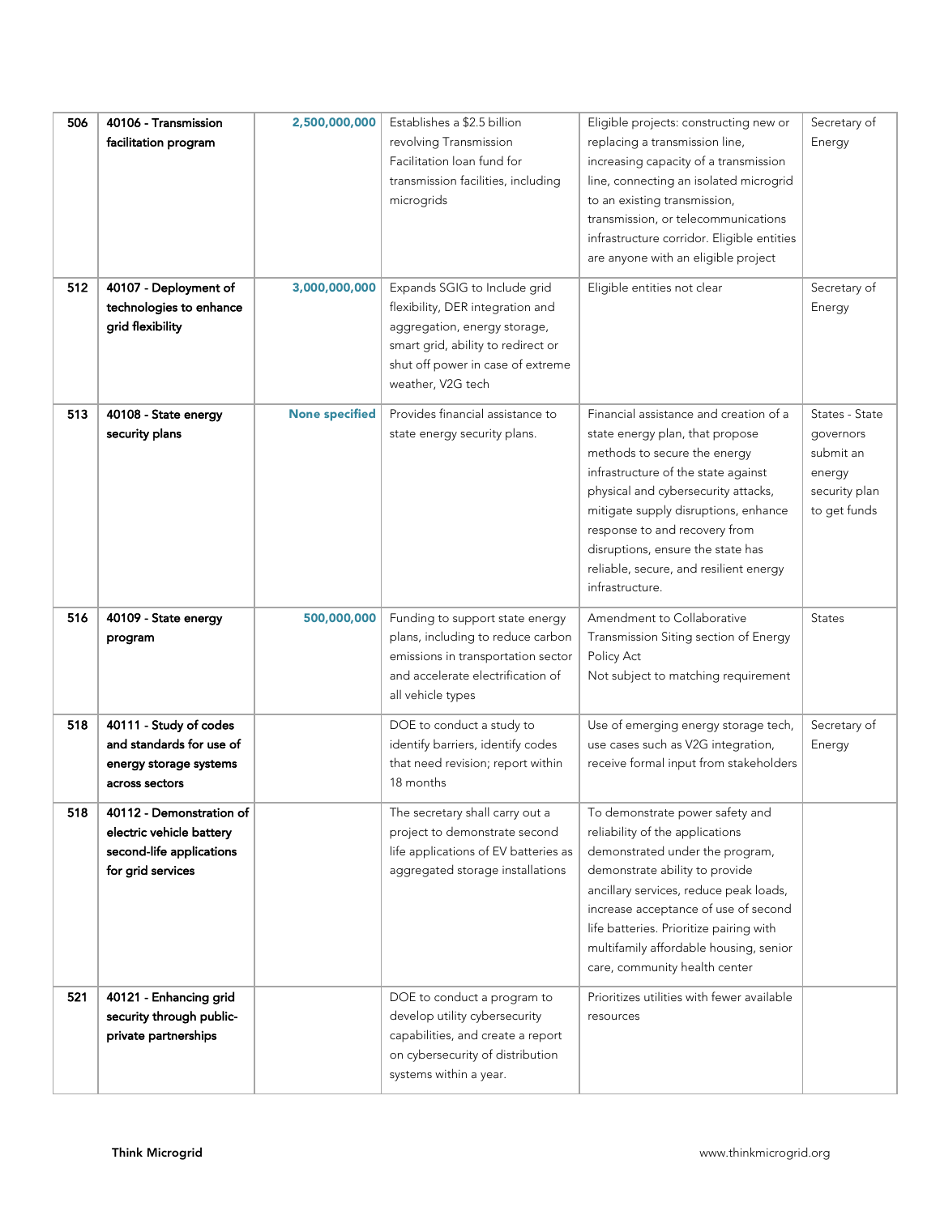| | | | | | |
|---|---|---|---|---|---|
| 506 | **40106 - Transmission facilitation program** | **2,500,000,000** | Establishes a $2.5 billion revolving Transmission Facilitation loan fund for transmission facilities, including microgrids | Eligible projects: constructing new or replacing a transmission line, increasing capacity of a transmission line, connecting an isolated microgrid to an existing transmission, transmission, or telecommunications infrastructure corridor. Eligible entities are anyone with an eligible project | Secretary of Energy |
| 512 | **40107 - Deployment of technologies to enhance grid flexibility** | **3,000,000,000** | Expands SGIG to Include grid flexibility, DER integration and aggregation, energy storage, smart grid, ability to redirect or shut off power in case of extreme weather, V2G tech | Eligible entities not clear | Secretary of Energy |
| 513 | **40108 - State energy security plans** | **None specified** | Provides financial assistance to state energy security plans. | Financial assistance and creation of a state energy plan, that propose methods to secure the energy infrastructure of the state against physical and cybersecurity attacks, mitigate supply disruptions, enhance response to and recovery from disruptions, ensure the state has reliable, secure, and resilient energy infrastructure. | States - State governors submit an energy security plan to get funds |
| 516 | **40109 - State energy program** | **500,000,000** | Funding to support state energy plans, including to reduce carbon emissions in transportation sector and accelerate electrification of all vehicle types | Amendment to Collaborative Transmission Siting section of Energy Policy Act<br>Not subject to matching requirement | States |
| 518 | **40111 - Study of codes and standards for use of energy storage systems across sectors** | | DOE to conduct a study to identify barriers, identify codes that need revision; report within 18 months | Use of emerging energy storage tech, use cases such as V2G integration, receive formal input from stakeholders | Secretary of Energy |
| 518 | **40112 - Demonstration of electric vehicle battery second-life applications for grid services** | | The secretary shall carry out a project to demonstrate second life applications of EV batteries as aggregated storage installations | To demonstrate power safety and reliability of the applications demonstrated under the program, demonstrate ability to provide ancillary services, reduce peak loads, increase acceptance of use of second life batteries. Prioritize pairing with multifamily affordable housing, senior care, community health center | |
| 521 | **40121 - Enhancing grid security through public-private partnerships** | | DOE to conduct a program to develop utility cybersecurity capabilities, and create a report on cybersecurity of distribution systems within a year. | Prioritizes utilities with fewer available resources | |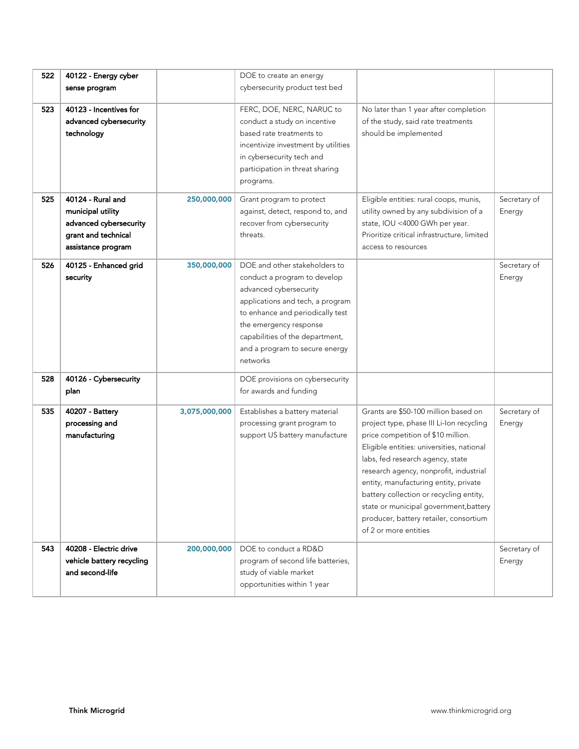| | | | | | |
|---|---|---|---|---|---|
| 522 | **40122 - Energy cyber sense program** | | DOE to create an energy cybersecurity product test bed | | |
| 523 | **40123 - Incentives for advanced cybersecurity technology** | | FERC, DOE, NERC, NARUC to conduct a study on incentive based rate treatments to incentivize investment by utilities in cybersecurity tech and participation in threat sharing programs. | No later than 1 year after completion of the study, said rate treatments should be implemented | |
| 525 | **40124 - Rural and municipal utility advanced cybersecurity grant and technical assistance program** | 250,000,000 | Grant program to protect against, detect, respond to, and recover from cybersecurity threats. | Eligible entities: rural coops, munis, utility owned by any subdivision of a state, IOU <4000 GWh per year. Prioritize critical infrastructure, limited access to resources | Secretary of Energy |
| 526 | **40125 - Enhanced grid security** | 350,000,000 | DOE and other stakeholders to conduct a program to develop advanced cybersecurity applications and tech, a program to enhance and periodically test the emergency response capabilities of the department, and a program to secure energy networks | | Secretary of Energy |
| 528 | **40126 - Cybersecurity plan** | | DOE provisions on cybersecurity for awards and funding | | |
| 535 | **40207 - Battery processing and manufacturing** | 3,075,000,000 | Establishes a battery material processing grant program to support US battery manufacture | Grants are $50-100 million based on project type, phase III Li-Ion recycling price competition of $10 million. Eligible entities: universities, national labs, fed research agency, state research agency, nonprofit, industrial entity, manufacturing entity, private battery collection or recycling entity, state or municipal government,battery producer, battery retailer, consortium of 2 or more entities | Secretary of Energy |
| 543 | **40208 - Electric drive vehicle battery recycling and second-life** | 200,000,000 | DOE to conduct a RD&D program of second life batteries, study of viable market opportunities within 1 year | | Secretary of Energy |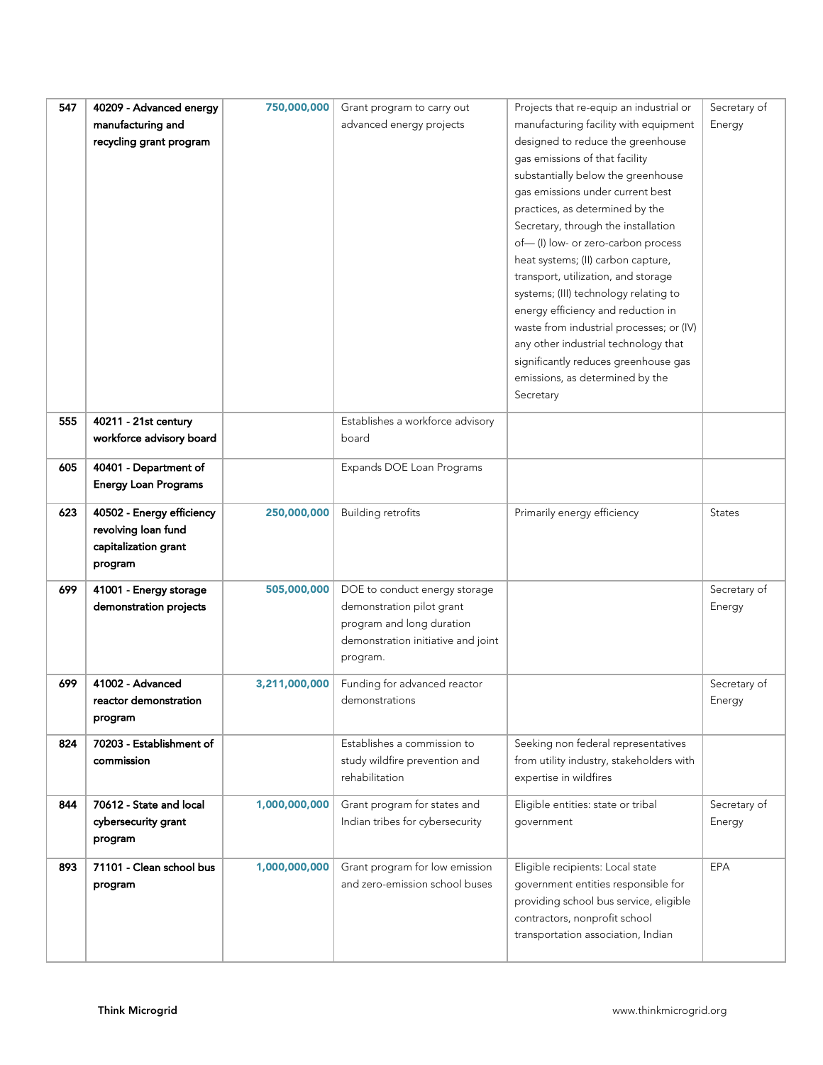| 547 | **40209 - Advanced energy manufacturing and recycling grant program** | **750,000,000** | Grant program to carry out advanced energy projects | Projects that re-equip an industrial or manufacturing facility with equipment designed to reduce the greenhouse gas emissions of that facility substantially below the greenhouse gas emissions under current best practices, as determined by the Secretary, through the installation of— (I) low- or zero-carbon process heat systems; (II) carbon capture, transport, utilization, and storage systems; (III) technology relating to energy efficiency and reduction in waste from industrial processes; or (IV) any other industrial technology that significantly reduces greenhouse gas emissions, as determined by the Secretary | Secretary of Energy |
|---|---|---|---|---|---|
| 555 | **40211 - 21st century workforce advisory board** | | Establishes a workforce advisory board | | |
| 605 | **40401 - Department of Energy Loan Programs** | | Expands DOE Loan Programs | | |
| 623 | **40502 - Energy efficiency revolving loan fund capitalization grant program** | **250,000,000** | Building retrofits | Primarily energy efficiency | States |
| 699 | **41001 - Energy storage demonstration projects** | **505,000,000** | DOE to conduct energy storage demonstration pilot grant program and long duration demonstration initiative and joint program. | | Secretary of Energy |
| 699 | **41002 - Advanced reactor demonstration program** | **3,211,000,000** | Funding for advanced reactor demonstrations | | Secretary of Energy |
| 824 | **70203 - Establishment of commission** | | Establishes a commission to study wildfire prevention and rehabilitation | Seeking non federal representatives from utility industry, stakeholders with expertise in wildfires | |
| 844 | **70612 - State and local cybersecurity grant program** | **1,000,000,000** | Grant program for states and Indian tribes for cybersecurity | Eligible entities: state or tribal government | Secretary of Energy |
| 893 | **71101 - Clean school bus program** | **1,000,000,000** | Grant program for low emission and zero-emission school buses | Eligible recipients: Local state government entities responsible for providing school bus service, eligible contractors, nonprofit school transportation association, Indian | EPA |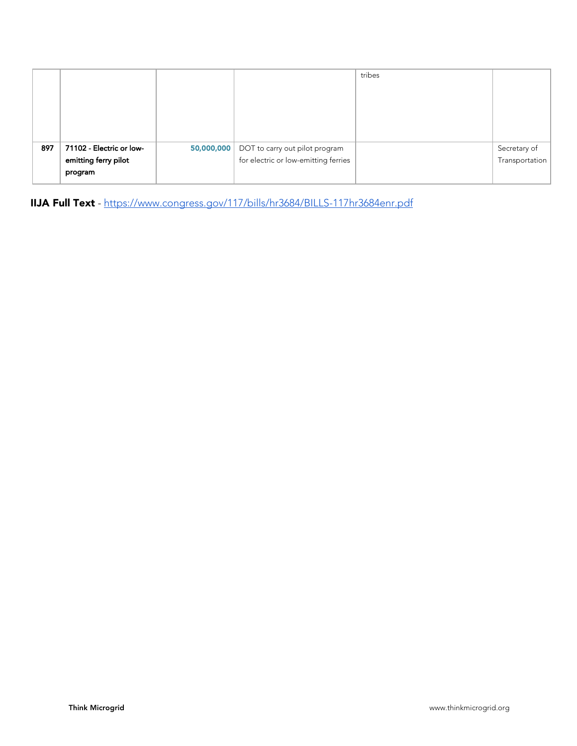| | | | | | |
|---|---|---|---|---|---|
| | | | | tribes | |
| 897 | **71102 - Electric or low-emitting ferry pilot program** | **50,000,000** | DOT to carry out pilot program for electric or low-emitting ferries | | Secretary of Transportation |

**IIJA Full Text** - https://www.congress.gov/117/bills/hr3684/BILLS-117hr3684enr.pdf